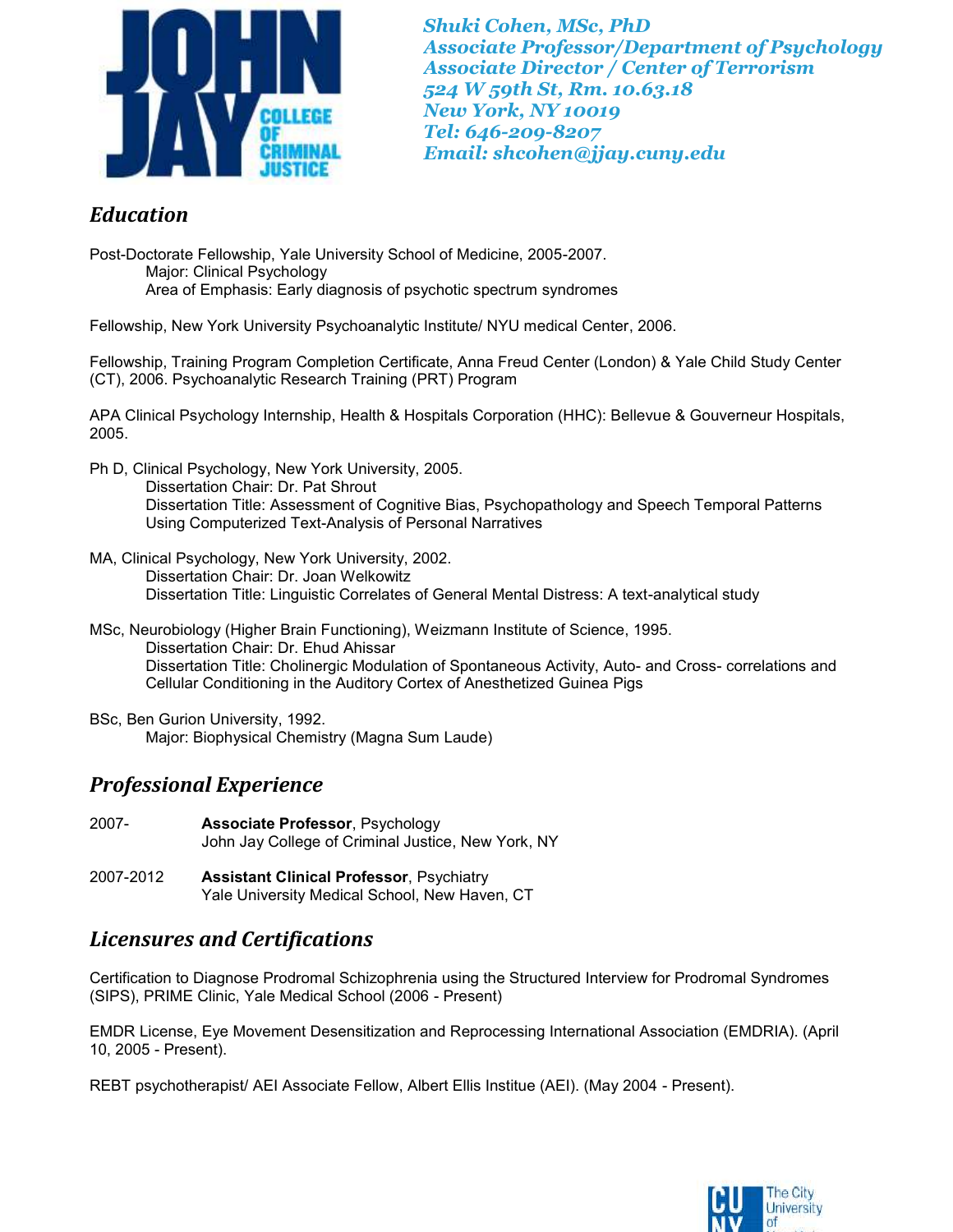*Shuki Cohen, MSc, PhD*
*Associate Professor/Department of Psychology*
*Associate Director / Center of Terrorism*
*524 W 59th St, Rm. 10.63.18*
*New York, NY 10019*
*Tel: 646-209-8207*
*Email: shcohen@jjay.cuny.edu*

## Education

Post-Doctorate Fellowship, Yale University School of Medicine, 2005-2007.
 Major: Clinical Psychology
 Area of Emphasis: Early diagnosis of psychotic spectrum syndromes

Fellowship, New York University Psychoanalytic Institute/ NYU medical Center, 2006.

Fellowship, Training Program Completion Certificate, Anna Freud Center (London) & Yale Child Study Center (CT), 2006. Psychoanalytic Research Training (PRT) Program

APA Clinical Psychology Internship, Health & Hospitals Corporation (HHC): Bellevue & Gouverneur Hospitals, 2005.

Ph D, Clinical Psychology, New York University, 2005.
 Dissertation Chair: Dr. Pat Shrout
 Dissertation Title: Assessment of Cognitive Bias, Psychopathology and Speech Temporal Patterns Using Computerized Text-Analysis of Personal Narratives

MA, Clinical Psychology, New York University, 2002.
 Dissertation Chair: Dr. Joan Welkowitz
 Dissertation Title: Linguistic Correlates of General Mental Distress: A text-analytical study

MSc, Neurobiology (Higher Brain Functioning), Weizmann Institute of Science, 1995.
 Dissertation Chair: Dr. Ehud Ahissar
 Dissertation Title: Cholinergic Modulation of Spontaneous Activity, Auto- and Cross- correlations and Cellular Conditioning in the Auditory Cortex of Anesthetized Guinea Pigs

BSc, Ben Gurion University, 1992.
 Major: Biophysical Chemistry (Magna Sum Laude)

## Professional Experience

2007- **Associate Professor**, Psychology
John Jay College of Criminal Justice, New York, NY

2007-2012 **Assistant Clinical Professor**, Psychiatry
Yale University Medical School, New Haven, CT

## Licensures and Certifications

Certification to Diagnose Prodromal Schizophrenia using the Structured Interview for Prodromal Syndromes (SIPS), PRIME Clinic, Yale Medical School (2006 - Present)

EMDR License, Eye Movement Desensitization and Reprocessing International Association (EMDRIA). (April 10, 2005 - Present).

REBT psychotherapist/ AEI Associate Fellow, Albert Ellis Institue (AEI). (May 2004 - Present).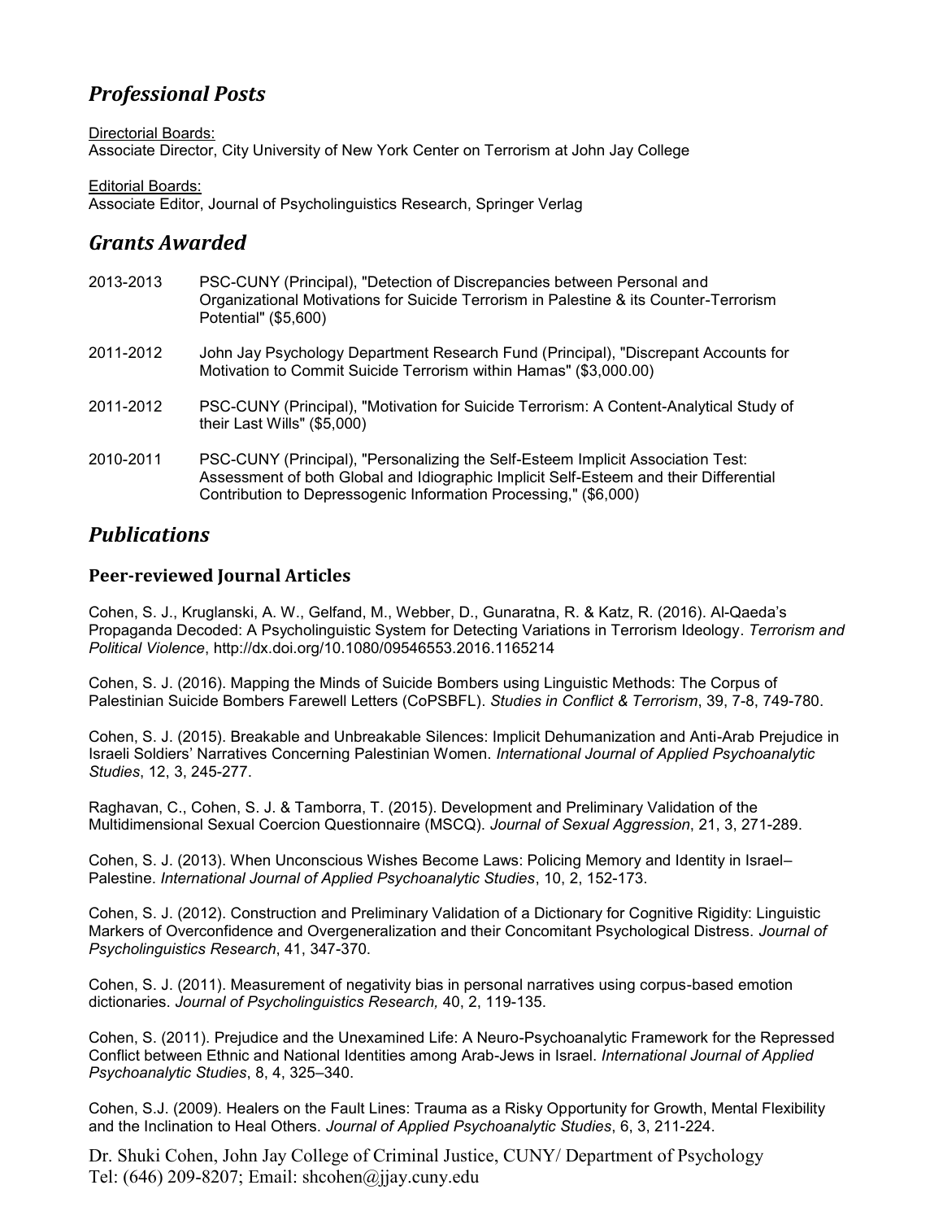# *Professional Posts*

Directorial Boards:
Associate Director, City University of New York Center on Terrorism at John Jay College

Editorial Boards:
Associate Editor, Journal of Psycholinguistics Research, Springer Verlag

# *Grants Awarded*

2013-2013 PSC-CUNY (Principal), "Detection of Discrepancies between Personal and Organizational Motivations for Suicide Terrorism in Palestine & its Counter-Terrorism Potential" ($5,600)

2011-2012 John Jay Psychology Department Research Fund (Principal), "Discrepant Accounts for Motivation to Commit Suicide Terrorism within Hamas" ($3,000.00)

2011-2012 PSC-CUNY (Principal), "Motivation for Suicide Terrorism: A Content-Analytical Study of their Last Wills" ($5,000)

2010-2011 PSC-CUNY (Principal), "Personalizing the Self-Esteem Implicit Association Test: Assessment of both Global and Idiographic Implicit Self-Esteem and their Differential Contribution to Depressogenic Information Processing," ($6,000)

# *Publications*

## Peer-reviewed Journal Articles

Cohen, S. J., Kruglanski, A. W., Gelfand, M., Webber, D., Gunaratna, R. & Katz, R. (2016). Al-Qaeda's Propaganda Decoded: A Psycholinguistic System for Detecting Variations in Terrorism Ideology. *Terrorism and Political Violence*, http://dx.doi.org/10.1080/09546553.2016.1165214

Cohen, S. J. (2016). Mapping the Minds of Suicide Bombers using Linguistic Methods: The Corpus of Palestinian Suicide Bombers Farewell Letters (CoPSBFL). *Studies in Conflict & Terrorism*, 39, 7-8, 749-780.

Cohen, S. J. (2015). Breakable and Unbreakable Silences: Implicit Dehumanization and Anti-Arab Prejudice in Israeli Soldiers' Narratives Concerning Palestinian Women. *International Journal of Applied Psychoanalytic Studies*, 12, 3, 245-277.

Raghavan, C., Cohen, S. J. & Tamborra, T. (2015). Development and Preliminary Validation of the Multidimensional Sexual Coercion Questionnaire (MSCQ). *Journal of Sexual Aggression*, 21, 3, 271-289.

Cohen, S. J. (2013). When Unconscious Wishes Become Laws: Policing Memory and Identity in Israel–Palestine. *International Journal of Applied Psychoanalytic Studies*, 10, 2, 152-173.

Cohen, S. J. (2012). Construction and Preliminary Validation of a Dictionary for Cognitive Rigidity: Linguistic Markers of Overconfidence and Overgeneralization and their Concomitant Psychological Distress. *Journal of Psycholinguistics Research*, 41, 347-370.

Cohen, S. J. (2011). Measurement of negativity bias in personal narratives using corpus-based emotion dictionaries. *Journal of Psycholinguistics Research,* 40, 2, 119-135.

Cohen, S. (2011). Prejudice and the Unexamined Life: A Neuro-Psychoanalytic Framework for the Repressed Conflict between Ethnic and National Identities among Arab-Jews in Israel. *International Journal of Applied Psychoanalytic Studies*, 8, 4, 325–340.

Cohen, S.J. (2009). Healers on the Fault Lines: Trauma as a Risky Opportunity for Growth, Mental Flexibility and the Inclination to Heal Others. *Journal of Applied Psychoanalytic Studies*, 6, 3, 211-224.

Dr. Shuki Cohen, John Jay College of Criminal Justice, CUNY/ Department of Psychology
Tel: (646) 209-8207; Email: shcohen@jjay.cuny.edu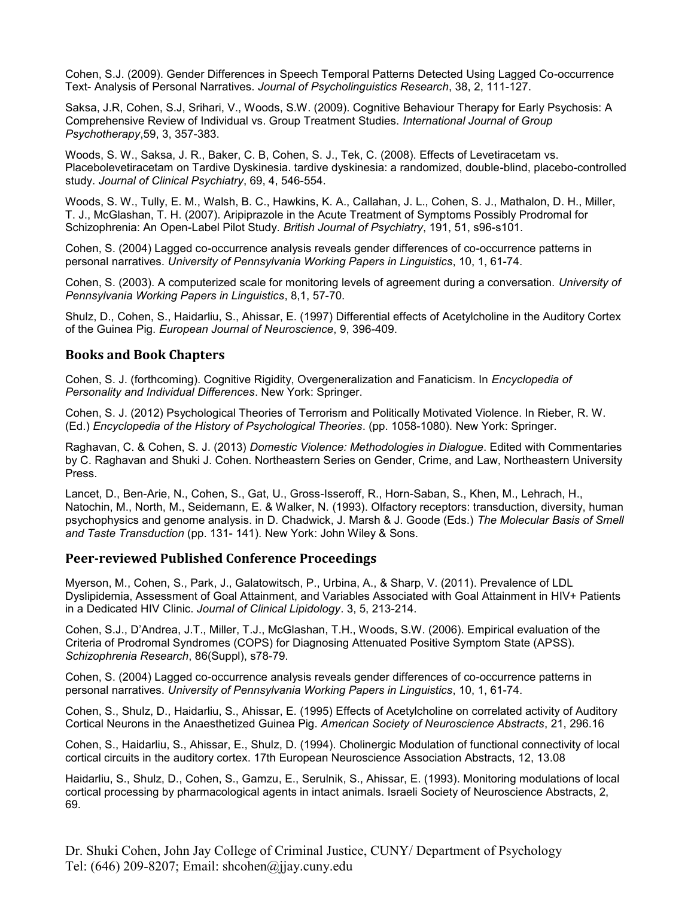Cohen, S.J. (2009). Gender Differences in Speech Temporal Patterns Detected Using Lagged Co-occurrence Text- Analysis of Personal Narratives. *Journal of Psycholinguistics Research*, 38, 2, 111-127.

Saksa, J.R, Cohen, S.J, Srihari, V., Woods, S.W. (2009). Cognitive Behaviour Therapy for Early Psychosis: A Comprehensive Review of Individual vs. Group Treatment Studies. *International Journal of Group Psychotherapy*,59, 3, 357-383.

Woods, S. W., Saksa, J. R., Baker, C. B, Cohen, S. J., Tek, C. (2008). Effects of Levetiracetam vs. Placebolevetiracetam on Tardive Dyskinesia. tardive dyskinesia: a randomized, double-blind, placebo-controlled study. *Journal of Clinical Psychiatry*, 69, 4, 546-554.

Woods, S. W., Tully, E. M., Walsh, B. C., Hawkins, K. A., Callahan, J. L., Cohen, S. J., Mathalon, D. H., Miller, T. J., McGlashan, T. H. (2007). Aripiprazole in the Acute Treatment of Symptoms Possibly Prodromal for Schizophrenia: An Open-Label Pilot Study. *British Journal of Psychiatry*, 191, 51, s96-s101.

Cohen, S. (2004) Lagged co-occurrence analysis reveals gender differences of co-occurrence patterns in personal narratives. *University of Pennsylvania Working Papers in Linguistics*, 10, 1, 61-74.

Cohen, S. (2003). A computerized scale for monitoring levels of agreement during a conversation. *University of Pennsylvania Working Papers in Linguistics*, 8,1, 57-70.

Shulz, D., Cohen, S., Haidarliu, S., Ahissar, E. (1997) Differential effects of Acetylcholine in the Auditory Cortex of the Guinea Pig. *European Journal of Neuroscience*, 9, 396-409.

## Books and Book Chapters

Cohen, S. J. (forthcoming). Cognitive Rigidity, Overgeneralization and Fanaticism. In *Encyclopedia of Personality and Individual Differences*. New York: Springer.

Cohen, S. J. (2012) Psychological Theories of Terrorism and Politically Motivated Violence. In Rieber, R. W. (Ed.) *Encyclopedia of the History of Psychological Theories*. (pp. 1058-1080). New York: Springer.

Raghavan, C. & Cohen, S. J. (2013) *Domestic Violence: Methodologies in Dialogue*. Edited with Commentaries by C. Raghavan and Shuki J. Cohen. Northeastern Series on Gender, Crime, and Law, Northeastern University Press.

Lancet, D., Ben-Arie, N., Cohen, S., Gat, U., Gross-Isseroff, R., Horn-Saban, S., Khen, M., Lehrach, H., Natochin, M., North, M., Seidemann, E. & Walker, N. (1993). Olfactory receptors: transduction, diversity, human psychophysics and genome analysis. in D. Chadwick, J. Marsh & J. Goode (Eds.) *The Molecular Basis of Smell and Taste Transduction* (pp. 131- 141). New York: John Wiley & Sons.

## Peer-reviewed Published Conference Proceedings

Myerson, M., Cohen, S., Park, J., Galatowitsch, P., Urbina, A., & Sharp, V. (2011). Prevalence of LDL Dyslipidemia, Assessment of Goal Attainment, and Variables Associated with Goal Attainment in HIV+ Patients in a Dedicated HIV Clinic. *Journal of Clinical Lipidology*. 3, 5, 213-214.

Cohen, S.J., D'Andrea, J.T., Miller, T.J., McGlashan, T.H., Woods, S.W. (2006). Empirical evaluation of the Criteria of Prodromal Syndromes (COPS) for Diagnosing Attenuated Positive Symptom State (APSS). *Schizophrenia Research*, 86(Suppl), s78-79.

Cohen, S. (2004) Lagged co-occurrence analysis reveals gender differences of co-occurrence patterns in personal narratives. *University of Pennsylvania Working Papers in Linguistics*, 10, 1, 61-74.

Cohen, S., Shulz, D., Haidarliu, S., Ahissar, E. (1995) Effects of Acetylcholine on correlated activity of Auditory Cortical Neurons in the Anaesthetized Guinea Pig. *American Society of Neuroscience Abstracts*, 21, 296.16

Cohen, S., Haidarliu, S., Ahissar, E., Shulz, D. (1994). Cholinergic Modulation of functional connectivity of local cortical circuits in the auditory cortex. 17th European Neuroscience Association Abstracts, 12, 13.08

Haidarliu, S., Shulz, D., Cohen, S., Gamzu, E., Serulnik, S., Ahissar, E. (1993). Monitoring modulations of local cortical processing by pharmacological agents in intact animals. Israeli Society of Neuroscience Abstracts, 2, 69.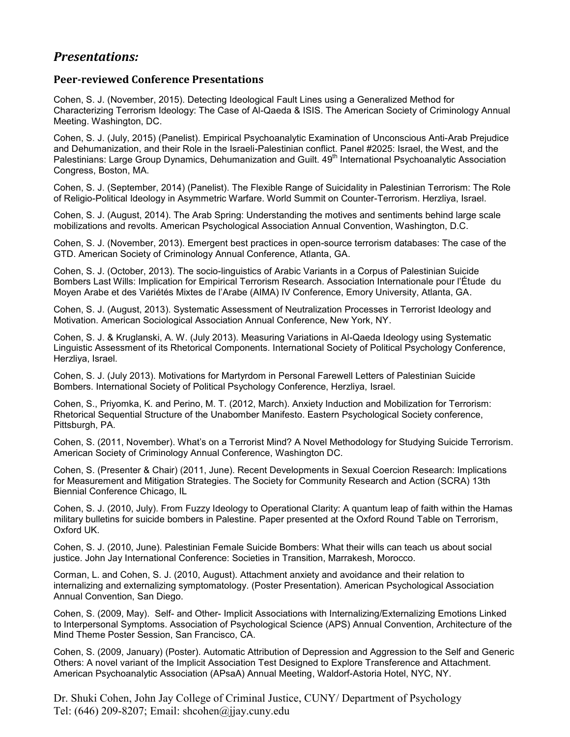## *Presentations:*

### Peer-reviewed Conference Presentations

Cohen, S. J. (November, 2015). Detecting Ideological Fault Lines using a Generalized Method for Characterizing Terrorism Ideology: The Case of Al-Qaeda & ISIS. The American Society of Criminology Annual Meeting. Washington, DC.

Cohen, S. J. (July, 2015) (Panelist). Empirical Psychoanalytic Examination of Unconscious Anti-Arab Prejudice and Dehumanization, and their Role in the Israeli-Palestinian conflict. Panel #2025: Israel, the West, and the Palestinians: Large Group Dynamics, Dehumanization and Guilt. 49th International Psychoanalytic Association Congress, Boston, MA.

Cohen, S. J. (September, 2014) (Panelist). The Flexible Range of Suicidality in Palestinian Terrorism: The Role of Religio-Political Ideology in Asymmetric Warfare. World Summit on Counter-Terrorism. Herzliya, Israel.

Cohen, S. J. (August, 2014). The Arab Spring: Understanding the motives and sentiments behind large scale mobilizations and revolts. American Psychological Association Annual Convention, Washington, D.C.

Cohen, S. J. (November, 2013). Emergent best practices in open-source terrorism databases: The case of the GTD. American Society of Criminology Annual Conference, Atlanta, GA.

Cohen, S. J. (October, 2013). The socio-linguistics of Arabic Variants in a Corpus of Palestinian Suicide Bombers Last Wills: Implication for Empirical Terrorism Research. Association Internationale pour l'Étude du Moyen Arabe et des Variétés Mixtes de l'Arabe (AIMA) IV Conference, Emory University, Atlanta, GA.

Cohen, S. J. (August, 2013). Systematic Assessment of Neutralization Processes in Terrorist Ideology and Motivation. American Sociological Association Annual Conference, New York, NY.

Cohen, S. J. & Kruglanski, A. W. (July 2013). Measuring Variations in Al-Qaeda Ideology using Systematic Linguistic Assessment of its Rhetorical Components. International Society of Political Psychology Conference, Herzliya, Israel.

Cohen, S. J. (July 2013). Motivations for Martyrdom in Personal Farewell Letters of Palestinian Suicide Bombers. International Society of Political Psychology Conference, Herzliya, Israel.

Cohen, S., Priyomka, K. and Perino, M. T. (2012, March). Anxiety Induction and Mobilization for Terrorism: Rhetorical Sequential Structure of the Unabomber Manifesto. Eastern Psychological Society conference, Pittsburgh, PA.

Cohen, S. (2011, November). What's on a Terrorist Mind? A Novel Methodology for Studying Suicide Terrorism. American Society of Criminology Annual Conference, Washington DC.

Cohen, S. (Presenter & Chair) (2011, June). Recent Developments in Sexual Coercion Research: Implications for Measurement and Mitigation Strategies. The Society for Community Research and Action (SCRA) 13th Biennial Conference Chicago, IL

Cohen, S. J. (2010, July). From Fuzzy Ideology to Operational Clarity: A quantum leap of faith within the Hamas military bulletins for suicide bombers in Palestine. Paper presented at the Oxford Round Table on Terrorism, Oxford UK.

Cohen, S. J. (2010, June). Palestinian Female Suicide Bombers: What their wills can teach us about social justice. John Jay International Conference: Societies in Transition, Marrakesh, Morocco.

Corman, L. and Cohen, S. J. (2010, August). Attachment anxiety and avoidance and their relation to internalizing and externalizing symptomatology. (Poster Presentation). American Psychological Association Annual Convention, San Diego.

Cohen, S. (2009, May). Self- and Other- Implicit Associations with Internalizing/Externalizing Emotions Linked to Interpersonal Symptoms. Association of Psychological Science (APS) Annual Convention, Architecture of the Mind Theme Poster Session, San Francisco, CA.

Cohen, S. (2009, January) (Poster). Automatic Attribution of Depression and Aggression to the Self and Generic Others: A novel variant of the Implicit Association Test Designed to Explore Transference and Attachment. American Psychoanalytic Association (APsaA) Annual Meeting, Waldorf-Astoria Hotel, NYC, NY.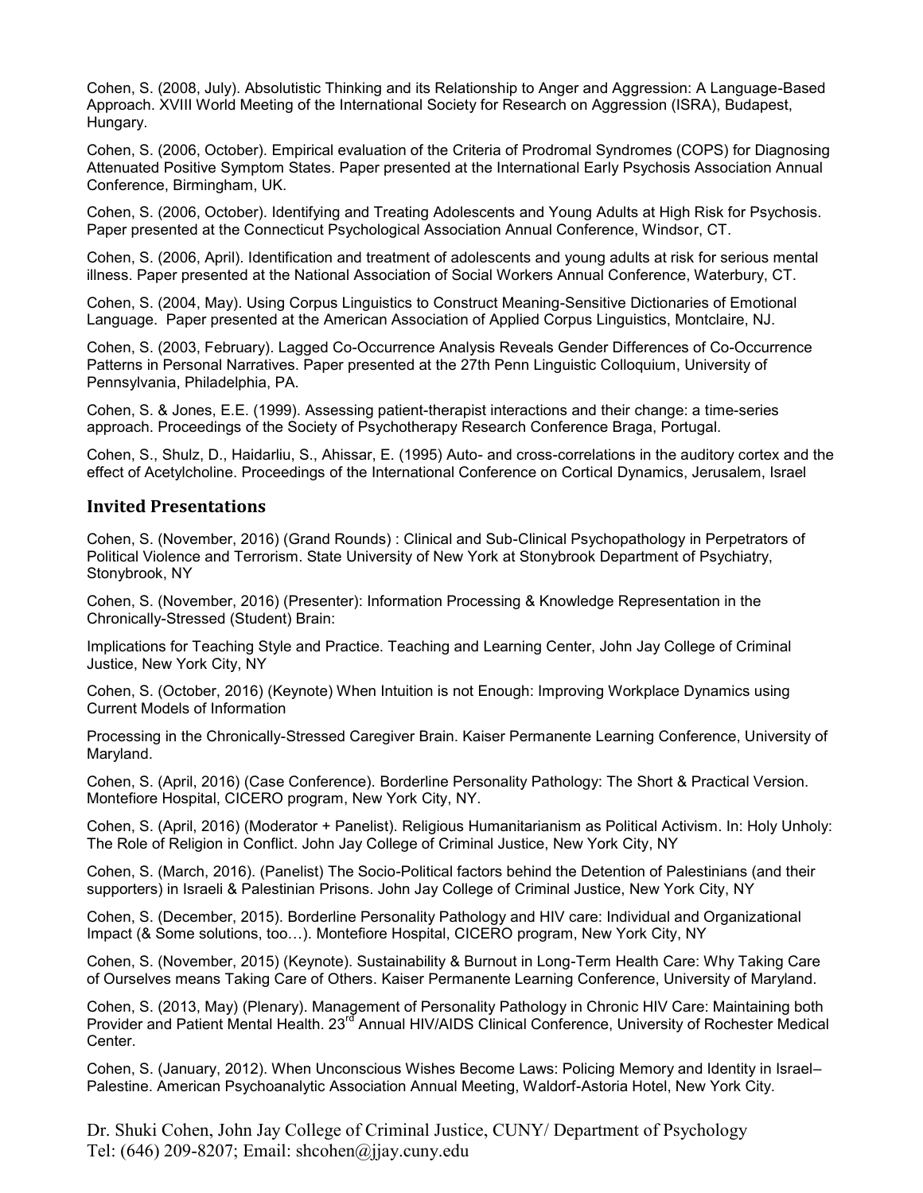Cohen, S. (2008, July). Absolutistic Thinking and its Relationship to Anger and Aggression: A Language-Based Approach. XVIII World Meeting of the International Society for Research on Aggression (ISRA), Budapest, Hungary.

Cohen, S. (2006, October). Empirical evaluation of the Criteria of Prodromal Syndromes (COPS) for Diagnosing Attenuated Positive Symptom States. Paper presented at the International Early Psychosis Association Annual Conference, Birmingham, UK.

Cohen, S. (2006, October). Identifying and Treating Adolescents and Young Adults at High Risk for Psychosis. Paper presented at the Connecticut Psychological Association Annual Conference, Windsor, CT.

Cohen, S. (2006, April). Identification and treatment of adolescents and young adults at risk for serious mental illness. Paper presented at the National Association of Social Workers Annual Conference, Waterbury, CT.

Cohen, S. (2004, May). Using Corpus Linguistics to Construct Meaning-Sensitive Dictionaries of Emotional Language. Paper presented at the American Association of Applied Corpus Linguistics, Montclaire, NJ.

Cohen, S. (2003, February). Lagged Co-Occurrence Analysis Reveals Gender Differences of Co-Occurrence Patterns in Personal Narratives. Paper presented at the 27th Penn Linguistic Colloquium, University of Pennsylvania, Philadelphia, PA.

Cohen, S. & Jones, E.E. (1999). Assessing patient-therapist interactions and their change: a time-series approach. Proceedings of the Society of Psychotherapy Research Conference Braga, Portugal.

Cohen, S., Shulz, D., Haidarliu, S., Ahissar, E. (1995) Auto- and cross-correlations in the auditory cortex and the effect of Acetylcholine. Proceedings of the International Conference on Cortical Dynamics, Jerusalem, Israel

## Invited Presentations

Cohen, S. (November, 2016) (Grand Rounds) : Clinical and Sub-Clinical Psychopathology in Perpetrators of Political Violence and Terrorism. State University of New York at Stonybrook Department of Psychiatry, Stonybrook, NY

Cohen, S. (November, 2016) (Presenter): Information Processing & Knowledge Representation in the Chronically-Stressed (Student) Brain:

Implications for Teaching Style and Practice. Teaching and Learning Center, John Jay College of Criminal Justice, New York City, NY

Cohen, S. (October, 2016) (Keynote) When Intuition is not Enough: Improving Workplace Dynamics using Current Models of Information

Processing in the Chronically-Stressed Caregiver Brain. Kaiser Permanente Learning Conference, University of Maryland.

Cohen, S. (April, 2016) (Case Conference). Borderline Personality Pathology: The Short & Practical Version. Montefiore Hospital, CICERO program, New York City, NY.

Cohen, S. (April, 2016) (Moderator + Panelist). Religious Humanitarianism as Political Activism. In: Holy Unholy: The Role of Religion in Conflict. John Jay College of Criminal Justice, New York City, NY

Cohen, S. (March, 2016). (Panelist) The Socio-Political factors behind the Detention of Palestinians (and their supporters) in Israeli & Palestinian Prisons. John Jay College of Criminal Justice, New York City, NY

Cohen, S. (December, 2015). Borderline Personality Pathology and HIV care: Individual and Organizational Impact (& Some solutions, too…). Montefiore Hospital, CICERO program, New York City, NY

Cohen, S. (November, 2015) (Keynote). Sustainability & Burnout in Long-Term Health Care: Why Taking Care of Ourselves means Taking Care of Others. Kaiser Permanente Learning Conference, University of Maryland.

Cohen, S. (2013, May) (Plenary). Management of Personality Pathology in Chronic HIV Care: Maintaining both Provider and Patient Mental Health. 23rd Annual HIV/AIDS Clinical Conference, University of Rochester Medical Center.

Cohen, S. (January, 2012). When Unconscious Wishes Become Laws: Policing Memory and Identity in Israel–Palestine. American Psychoanalytic Association Annual Meeting, Waldorf-Astoria Hotel, New York City.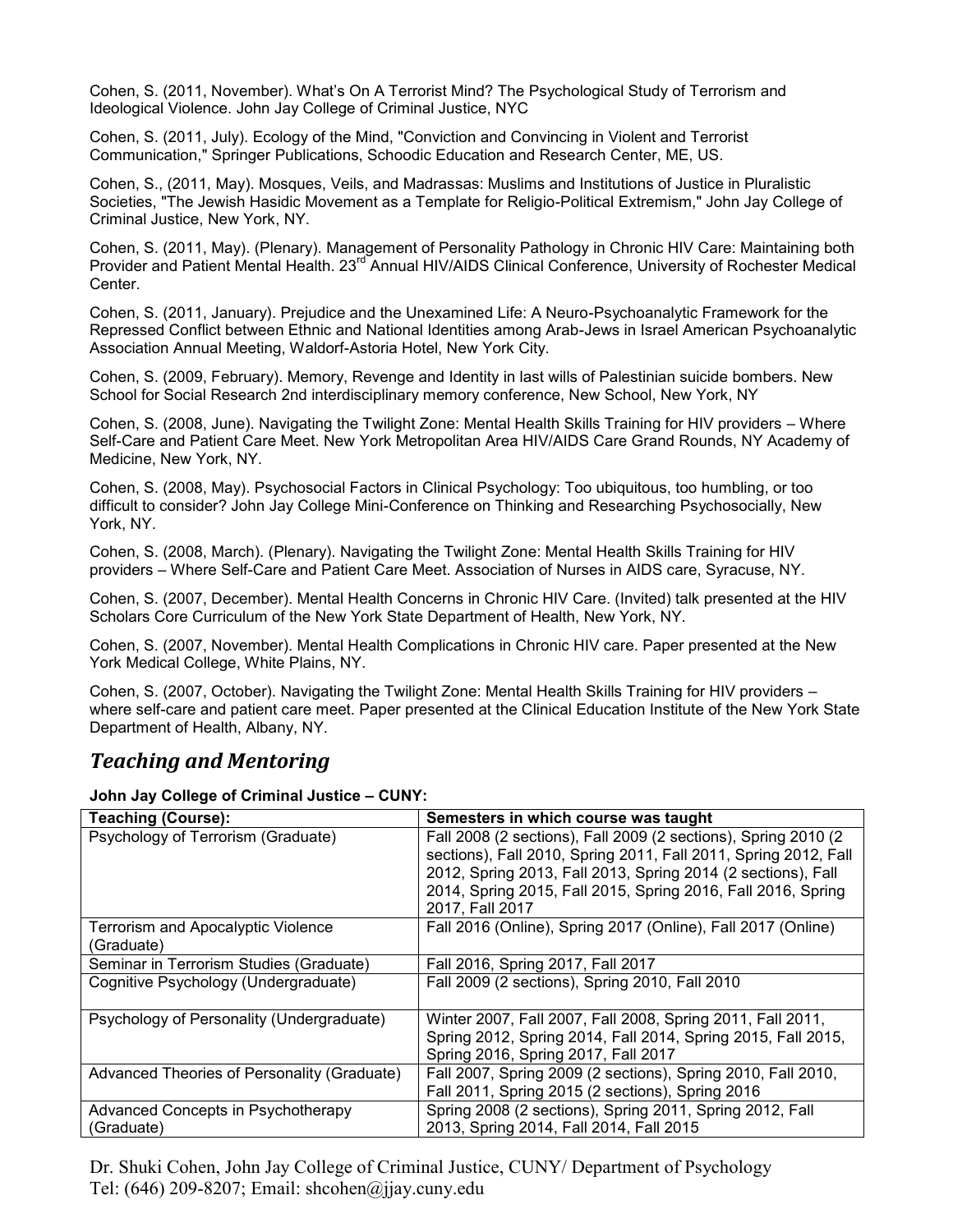Cohen, S. (2011, November). What's On A Terrorist Mind? The Psychological Study of Terrorism and Ideological Violence. John Jay College of Criminal Justice, NYC

Cohen, S. (2011, July). Ecology of the Mind, "Conviction and Convincing in Violent and Terrorist Communication," Springer Publications, Schoodic Education and Research Center, ME, US.

Cohen, S., (2011, May). Mosques, Veils, and Madrassas: Muslims and Institutions of Justice in Pluralistic Societies, "The Jewish Hasidic Movement as a Template for Religio-Political Extremism," John Jay College of Criminal Justice, New York, NY.

Cohen, S. (2011, May). (Plenary). Management of Personality Pathology in Chronic HIV Care: Maintaining both Provider and Patient Mental Health. 23rd Annual HIV/AIDS Clinical Conference, University of Rochester Medical Center.

Cohen, S. (2011, January). Prejudice and the Unexamined Life: A Neuro-Psychoanalytic Framework for the Repressed Conflict between Ethnic and National Identities among Arab-Jews in Israel American Psychoanalytic Association Annual Meeting, Waldorf-Astoria Hotel, New York City.

Cohen, S. (2009, February). Memory, Revenge and Identity in last wills of Palestinian suicide bombers. New School for Social Research 2nd interdisciplinary memory conference, New School, New York, NY

Cohen, S. (2008, June). Navigating the Twilight Zone: Mental Health Skills Training for HIV providers – Where Self-Care and Patient Care Meet. New York Metropolitan Area HIV/AIDS Care Grand Rounds, NY Academy of Medicine, New York, NY.

Cohen, S. (2008, May). Psychosocial Factors in Clinical Psychology: Too ubiquitous, too humbling, or too difficult to consider? John Jay College Mini-Conference on Thinking and Researching Psychosocially, New York, NY.

Cohen, S. (2008, March). (Plenary). Navigating the Twilight Zone: Mental Health Skills Training for HIV providers – Where Self-Care and Patient Care Meet. Association of Nurses in AIDS care, Syracuse, NY.

Cohen, S. (2007, December). Mental Health Concerns in Chronic HIV Care. (Invited) talk presented at the HIV Scholars Core Curriculum of the New York State Department of Health, New York, NY.

Cohen, S. (2007, November). Mental Health Complications in Chronic HIV care. Paper presented at the New York Medical College, White Plains, NY.

Cohen, S. (2007, October). Navigating the Twilight Zone: Mental Health Skills Training for HIV providers – where self-care and patient care meet. Paper presented at the Clinical Education Institute of the New York State Department of Health, Albany, NY.

## *Teaching and Mentoring*

**John Jay College of Criminal Justice – CUNY:**

| Teaching (Course): | Semesters in which course was taught |
|---|---|
| Psychology of Terrorism (Graduate) | Fall 2008 (2 sections), Fall 2009 (2 sections), Spring 2010 (2 sections), Fall 2010, Spring 2011, Fall 2011, Spring 2012, Fall 2012, Spring 2013, Fall 2013, Spring 2014 (2 sections), Fall 2014, Spring 2015, Fall 2015, Spring 2016, Fall 2016, Spring 2017, Fall 2017 |
| Terrorism and Apocalyptic Violence (Graduate) | Fall 2016 (Online), Spring 2017 (Online), Fall 2017 (Online) |
| Seminar in Terrorism Studies (Graduate) | Fall 2016, Spring 2017, Fall 2017 |
| Cognitive Psychology (Undergraduate) | Fall 2009 (2 sections), Spring 2010, Fall 2010 |
| Psychology of Personality (Undergraduate) | Winter 2007, Fall 2007, Fall 2008, Spring 2011, Fall 2011, Spring 2012, Spring 2014, Fall 2014, Spring 2015, Fall 2015, Spring 2016, Spring 2017, Fall 2017 |
| Advanced Theories of Personality (Graduate) | Fall 2007, Spring 2009 (2 sections), Spring 2010, Fall 2010, Fall 2011, Spring 2015 (2 sections), Spring 2016 |
| Advanced Concepts in Psychotherapy (Graduate) | Spring 2008 (2 sections), Spring 2011, Spring 2012, Fall 2013, Spring 2014, Fall 2014, Fall 2015 |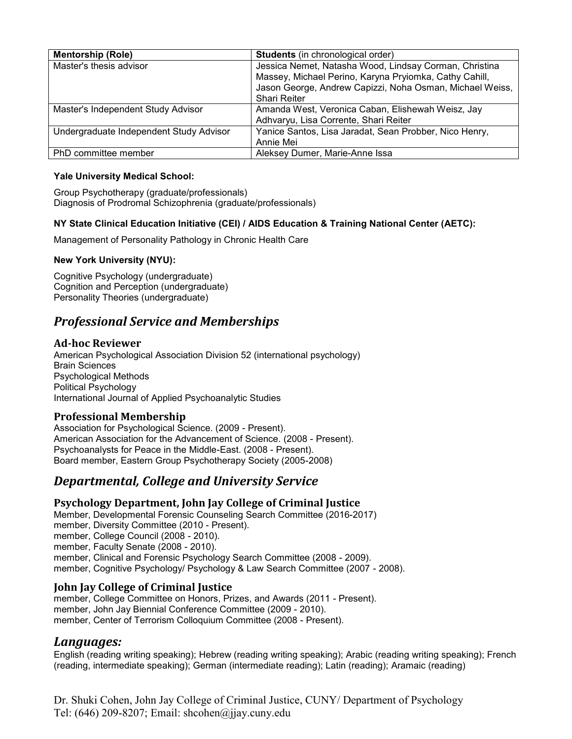| Mentorship (Role) | Students (in chronological order) |
|---|---|
| Master's thesis advisor | Jessica Nemet, Natasha Wood, Lindsay Corman, Christina Massey, Michael Perino, Karyna Pryiomka, Cathy Cahill, Jason George, Andrew Capizzi, Noha Osman, Michael Weiss, Shari Reiter |
| Master's Independent Study Advisor | Amanda West, Veronica Caban, Elishewah Weisz, Jay Adhvaryu, Lisa Corrente, Shari Reiter |
| Undergraduate Independent Study Advisor | Yanice Santos, Lisa Jaradat, Sean Probber, Nico Henry, Annie Mei |
| PhD committee member | Aleksey Dumer, Marie-Anne Issa |

**Yale University Medical School:**

Group Psychotherapy (graduate/professionals)
Diagnosis of Prodromal Schizophrenia (graduate/professionals)

**NY State Clinical Education Initiative (CEI) / AIDS Education & Training National Center (AETC):**

Management of Personality Pathology in Chronic Health Care

**New York University (NYU):**

Cognitive Psychology (undergraduate)
Cognition and Perception (undergraduate)
Personality Theories (undergraduate)

## *Professional Service and Memberships*

### Ad-hoc Reviewer

American Psychological Association Division 52 (international psychology)
Brain Sciences
Psychological Methods
Political Psychology
International Journal of Applied Psychoanalytic Studies

### Professional Membership

Association for Psychological Science. (2009 - Present).
American Association for the Advancement of Science. (2008 - Present).
Psychoanalysts for Peace in the Middle-East. (2008 - Present).
Board member, Eastern Group Psychotherapy Society (2005-2008)

## *Departmental, College and University Service*

### Psychology Department, John Jay College of Criminal Justice

Member, Developmental Forensic Counseling Search Committee (2016-2017)
member, Diversity Committee (2010 - Present).
member, College Council (2008 - 2010).
member, Faculty Senate (2008 - 2010).
member, Clinical and Forensic Psychology Search Committee (2008 - 2009).
member, Cognitive Psychology/ Psychology & Law Search Committee (2007 - 2008).

### John Jay College of Criminal Justice

member, College Committee on Honors, Prizes, and Awards (2011 - Present).
member, John Jay Biennial Conference Committee (2009 - 2010).
member, Center of Terrorism Colloquium Committee (2008 - Present).

## *Languages:*

English (reading writing speaking); Hebrew (reading writing speaking); Arabic (reading writing speaking); French (reading, intermediate speaking); German (intermediate reading); Latin (reading); Aramaic (reading)